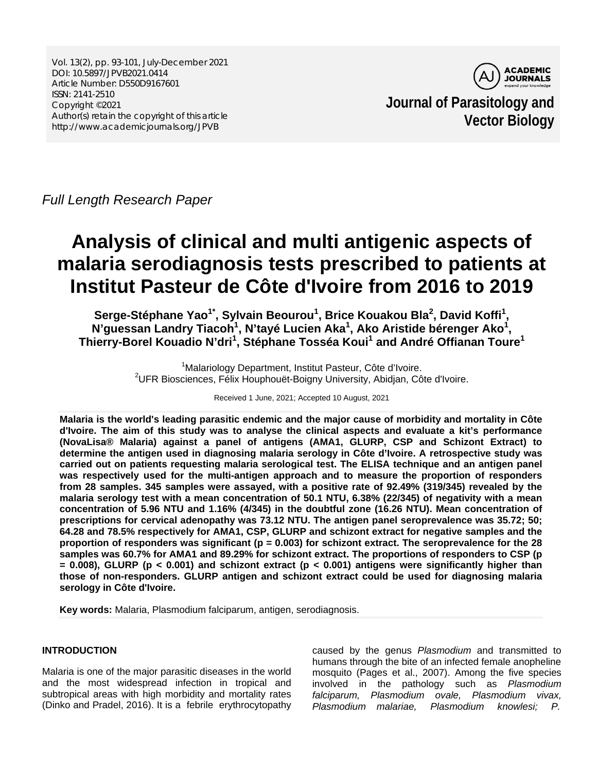Vol. 13(2), pp. 93-101, July-December 2021
DOI: 10.5897/JPVB2021.0414
Article Number: D550D9167601
ISSN: 2141-2510
Copyright ©2021
Author(s) retain the copyright of this article
http://www.academicjournals.org/JPVB

**Journal of Parasitology and Vector Biology**

*Full Length Research Paper*

# Analysis of clinical and multi antigenic aspects of malaria serodiagnosis tests prescribed to patients at Institut Pasteur de Côte d'Ivoire from 2016 to 2019

**Serge-Stéphane Yao[1*], Sylvain Beourou[1], Brice Kouakou Bla[2], David Koffi[1], N'guessan Landry Tiacoh[1], N'tayé Lucien Aka[1], Ako Aristide bérenger Ako[1], Thierry-Borel Kouadio N'dri[1], Stéphane Tosséa Koui[1] and André Offianan Toure[1]**

[1]Malariology Department, Institut Pasteur, Côte d'Ivoire.
[2]UFR Biosciences, Félix Houphouët-Boigny University, Abidjan, Côte d'Ivoire.

Received 1 June, 2021; Accepted 10 August, 2021

**Malaria is the world's leading parasitic endemic and the major cause of morbidity and mortality in Côte d'Ivoire. The aim of this study was to analyse the clinical aspects and evaluate a kit's performance (NovaLisa® Malaria) against a panel of antigens (AMA1, GLURP, CSP and Schizont Extract) to determine the antigen used in diagnosing malaria serology in Côte d'Ivoire. A retrospective study was carried out on patients requesting malaria serological test. The ELISA technique and an antigen panel was respectively used for the multi-antigen approach and to measure the proportion of responders from 28 samples. 345 samples were assayed, with a positive rate of 92.49% (319/345) revealed by the malaria serology test with a mean concentration of 50.1 NTU, 6.38% (22/345) of negativity with a mean concentration of 5.96 NTU and 1.16% (4/345) in the doubtful zone (16.26 NTU). Mean concentration of prescriptions for cervical adenopathy was 73.12 NTU. The antigen panel seroprevalence was 35.72; 50; 64.28 and 78.5% respectively for AMA1, CSP, GLURP and schizont extract for negative samples and the proportion of responders was significant (p = 0.003) for schizont extract. The seroprevalence for the 28 samples was 60.7% for AMA1 and 89.29% for schizont extract. The proportions of responders to CSP (p = 0.008), GLURP (p < 0.001) and schizont extract (p < 0.001) antigens were significantly higher than those of non-responders. GLURP antigen and schizont extract could be used for diagnosing malaria serology in Côte d'Ivoire.**

**Key words:** Malaria, Plasmodium falciparum, antigen, serodiagnosis.

## INTRODUCTION

Malaria is one of the major parasitic diseases in the world and the most widespread infection in tropical and subtropical areas with high morbidity and mortality rates (Dinko and Pradel, 2016). It is a febrile erythrocytopathy caused by the genus *Plasmodium* and transmitted to humans through the bite of an infected female anopheline mosquito (Pages et al., 2007). Among the five species involved in the pathology such as *Plasmodium falciparum, Plasmodium ovale, Plasmodium vivax, Plasmodium malariae, Plasmodium knowlesi; P.*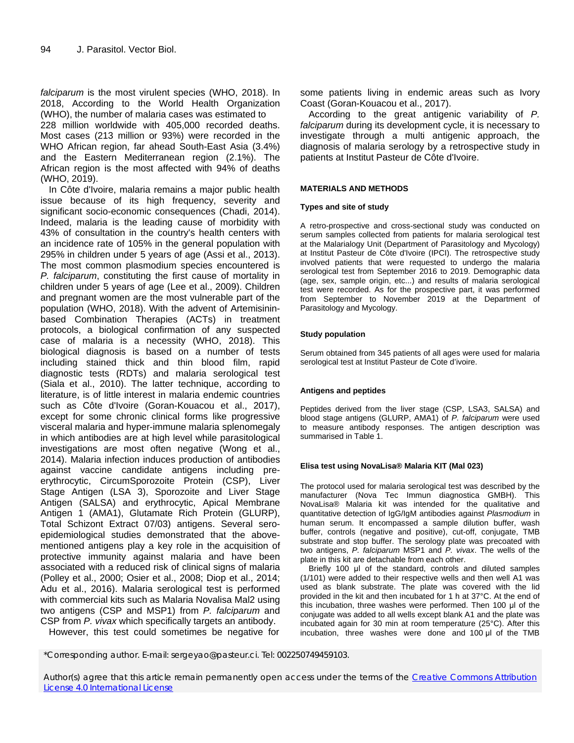*falciparum* is the most virulent species (WHO, 2018). In 2018, According to the World Health Organization (WHO), the number of malaria cases was estimated to 228 million worldwide with 405,000 recorded deaths. Most cases (213 million or 93%) were recorded in the WHO African region, far ahead South-East Asia (3.4%) and the Eastern Mediterranean region (2.1%). The African region is the most affected with 94% of deaths (WHO, 2019).

In Côte d'Ivoire, malaria remains a major public health issue because of its high frequency, severity and significant socio-economic consequences (Chadi, 2014). Indeed, malaria is the leading cause of morbidity with 43% of consultation in the country's health centers with an incidence rate of 105% in the general population with 295% in children under 5 years of age (Assi et al., 2013). The most common plasmodium species encountered is *P. falciparum*, constituting the first cause of mortality in children under 5 years of age (Lee et al., 2009). Children and pregnant women are the most vulnerable part of the population (WHO, 2018). With the advent of Artemisinin-based Combination Therapies (ACTs) in treatment protocols, a biological confirmation of any suspected case of malaria is a necessity (WHO, 2018). This biological diagnosis is based on a number of tests including stained thick and thin blood film, rapid diagnostic tests (RDTs) and malaria serological test (Siala et al., 2010). The latter technique, according to literature, is of little interest in malaria endemic countries such as Côte d'Ivoire (Goran-Kouacou et al., 2017), except for some chronic clinical forms like progressive visceral malaria and hyper-immune malaria splenomegaly in which antibodies are at high level while parasitological investigations are most often negative (Wong et al., 2014). Malaria infection induces production of antibodies against vaccine candidate antigens including pre-erythrocytic, CircumSporozoite Protein (CSP), Liver Stage Antigen (LSA 3), Sporozoite and Liver Stage Antigen (SALSA) and erythrocytic, Apical Membrane Antigen 1 (AMA1), Glutamate Rich Protein (GLURP), Total Schizont Extract 07/03) antigens. Several sero-epidemiological studies demonstrated that the above-mentioned antigens play a key role in the acquisition of protective immunity against malaria and have been associated with a reduced risk of clinical signs of malaria (Polley et al., 2000; Osier et al., 2008; Diop et al., 2014; Adu et al., 2016). Malaria serological test is performed with commercial kits such as Malaria Novalisa Mal2 using two antigens (CSP and MSP1) from *P. falciparum* and CSP from *P. vivax* which specifically targets an antibody.

However, this test could sometimes be negative for some patients living in endemic areas such as Ivory Coast (Goran-Kouacou et al., 2017).

According to the great antigenic variability of *P. falciparum* during its development cycle, it is necessary to investigate through a multi antigenic approach, the diagnosis of malaria serology by a retrospective study in patients at Institut Pasteur de Côte d'Ivoire.

## MATERIALS AND METHODS

### Types and site of study

A retro-prospective and cross-sectional study was conducted on serum samples collected from patients for malaria serological test at the Malarialogy Unit (Department of Parasitology and Mycology) at Institut Pasteur de Côte d'Ivoire (IPCI). The retrospective study involved patients that were requested to undergo the malaria serological test from September 2016 to 2019. Demographic data (age, sex, sample origin, etc...) and results of malaria serological test were recorded. As for the prospective part, it was performed from September to November 2019 at the Department of Parasitology and Mycology.

### Study population

Serum obtained from 345 patients of all ages were used for malaria serological test at Institut Pasteur de Cote d'ivoire.

### Antigens and peptides

Peptides derived from the liver stage (CSP, LSA3, SALSA) and blood stage antigens (GLURP, AMA1) of *P. falciparum* were used to measure antibody responses. The antigen description was summarised in Table 1.

### Elisa test using NovaLisa® Malaria KIT (Mal 023)

The protocol used for malaria serological test was described by the manufacturer (Nova Tec Immun diagnostica GMBH). This NovaLisa® Malaria kit was intended for the qualitative and quantitative detection of IgG/IgM antibodies against *Plasmodium* in human serum. It encompassed a sample dilution buffer, wash buffer, controls (negative and positive), cut-off, conjugate, TMB substrate and stop buffer. The serology plate was precoated with two antigens, *P. falciparum* MSP1 and *P. vivax*. The wells of the plate in this kit are detachable from each other.

Briefly 100 µl of the standard, controls and diluted samples (1/101) were added to their respective wells and then well A1 was used as blank substrate. The plate was covered with the lid provided in the kit and then incubated for 1 h at 37°C. At the end of this incubation, three washes were performed. Then 100 µl of the conjugate was added to all wells except blank A1 and the plate was incubated again for 30 min at room temperature (25°C). After this incubation, three washes were done and 100 µl of the TMB

*Corresponding author. E-mail: sergeyao@pasteur.ci. Tel: 002250749459103.

Author(s) agree that this article remain permanently open access under the terms of the Creative Commons Attribution License 4.0 International License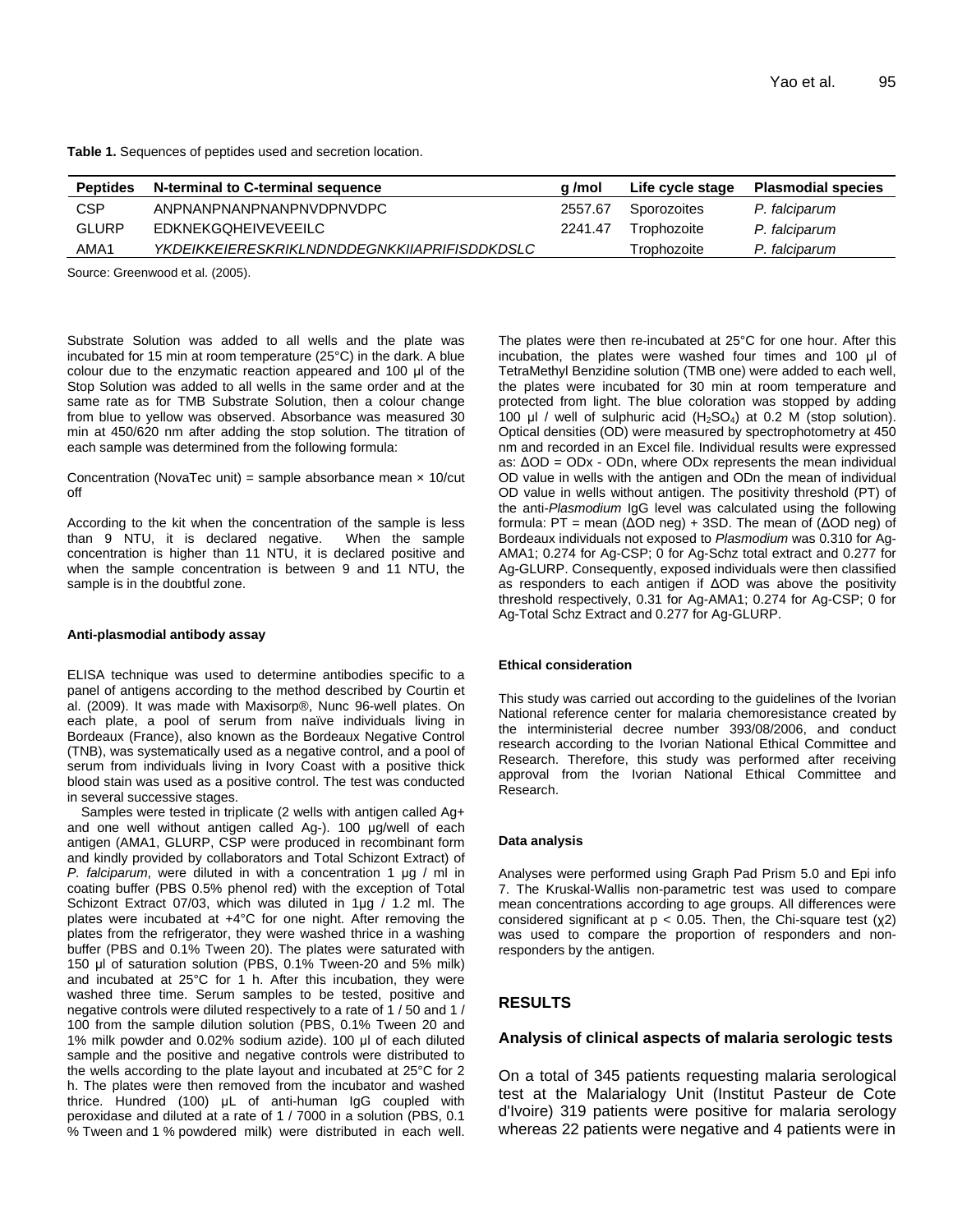**Table 1.** Sequences of peptides used and secretion location.

| Peptides | N-terminal to C-terminal sequence | g /mol | Life cycle stage | Plasmodial species |
|---|---|---|---|---|
| CSP | ANPNANPNANPNANPNVDPNVDPC | 2557.67 | Sporozoites | *P. falciparum* |
| GLURP | EDKNEKGQHEIVEVEEILC | 2241.47 | Trophozoite | *P. falciparum* |
| AMA1 | *YKDEIKKEIERESKRIKLNDNDDEGNKKIIAPRIFISDDKDSLC* | | Trophozoite | *P. falciparum* |

Source: Greenwood et al. (2005).

Substrate Solution was added to all wells and the plate was incubated for 15 min at room temperature (25°C) in the dark. A blue colour due to the enzymatic reaction appeared and 100 µl of the Stop Solution was added to all wells in the same order and at the same rate as for TMB Substrate Solution, then a colour change from blue to yellow was observed. Absorbance was measured 30 min at 450/620 nm after adding the stop solution. The titration of each sample was determined from the following formula:

Concentration (NovaTec unit) = sample absorbance mean × 10/cut off

According to the kit when the concentration of the sample is less than 9 NTU, it is declared negative. When the sample concentration is higher than 11 NTU, it is declared positive and when the sample concentration is between 9 and 11 NTU, the sample is in the doubtful zone.

#### Anti-plasmodial antibody assay

ELISA technique was used to determine antibodies specific to a panel of antigens according to the method described by Courtin et al. (2009). It was made with Maxisorp®, Nunc 96-well plates. On each plate, a pool of serum from naïve individuals living in Bordeaux (France), also known as the Bordeaux Negative Control (TNB), was systematically used as a negative control, and a pool of serum from individuals living in Ivory Coast with a positive thick blood stain was used as a positive control. The test was conducted in several successive stages.

Samples were tested in triplicate (2 wells with antigen called Ag+ and one well without antigen called Ag-). 100 µg/well of each antigen (AMA1, GLURP, CSP were produced in recombinant form and kindly provided by collaborators and Total Schizont Extract) of *P. falciparum*, were diluted in with a concentration 1 µg / ml in coating buffer (PBS 0.5% phenol red) with the exception of Total Schizont Extract 07/03, which was diluted in 1µg / 1.2 ml. The plates were incubated at +4°C for one night. After removing the plates from the refrigerator, they were washed thrice in a washing buffer (PBS and 0.1% Tween 20). The plates were saturated with 150 µl of saturation solution (PBS, 0.1% Tween-20 and 5% milk) and incubated at 25°C for 1 h. After this incubation, they were washed three time. Serum samples to be tested, positive and negative controls were diluted respectively to a rate of 1 / 50 and 1 / 100 from the sample dilution solution (PBS, 0.1% Tween 20 and 1% milk powder and 0.02% sodium azide). 100 µl of each diluted sample and the positive and negative controls were distributed to the wells according to the plate layout and incubated at 25°C for 2 h. The plates were then removed from the incubator and washed thrice. Hundred (100) µL of anti-human IgG coupled with peroxidase and diluted at a rate of 1 / 7000 in a solution (PBS, 0.1 % Tween and 1 % powdered milk) were distributed in each well. The plates were then re-incubated at 25°C for one hour. After this incubation, the plates were washed four times and 100 µl of TetraMethyl Benzidine solution (TMB one) were added to each well, the plates were incubated for 30 min at room temperature and protected from light. The blue coloration was stopped by adding 100 µl / well of sulphuric acid ($H_2SO_4$) at 0.2 M (stop solution). Optical densities (OD) were measured by spectrophotometry at 450 nm and recorded in an Excel file. Individual results were expressed as: ΔOD = ODx - ODn, where ODx represents the mean individual OD value in wells with the antigen and ODn the mean of individual OD value in wells without antigen. The positivity threshold (PT) of the anti-*Plasmodium* IgG level was calculated using the following formula: PT = mean (ΔOD neg) + 3SD. The mean of (ΔOD neg) of Bordeaux individuals not exposed to *Plasmodium* was 0.310 for Ag-AMA1; 0.274 for Ag-CSP; 0 for Ag-Schz total extract and 0.277 for Ag-GLURP. Consequently, exposed individuals were then classified as responders to each antigen if ΔOD was above the positivity threshold respectively, 0.31 for Ag-AMA1; 0.274 for Ag-CSP; 0 for Ag-Total Schz Extract and 0.277 for Ag-GLURP.

#### Ethical consideration

This study was carried out according to the guidelines of the Ivorian National reference center for malaria chemoresistance created by the interministerial decree number 393/08/2006, and conduct research according to the Ivorian National Ethical Committee and Research. Therefore, this study was performed after receiving approval from the Ivorian National Ethical Committee and Research.

#### Data analysis

Analyses were performed using Graph Pad Prism 5.0 and Epi info 7. The Kruskal-Wallis non-parametric test was used to compare mean concentrations according to age groups. All differences were considered significant at $p < 0.05$. Then, the Chi-square test ($\chi 2$) was used to compare the proportion of responders and non-responders by the antigen.

## RESULTS

### Analysis of clinical aspects of malaria serologic tests

On a total of 345 patients requesting malaria serological test at the Malarialogy Unit (Institut Pasteur de Cote d'Ivoire) 319 patients were positive for malaria serology whereas 22 patients were negative and 4 patients were in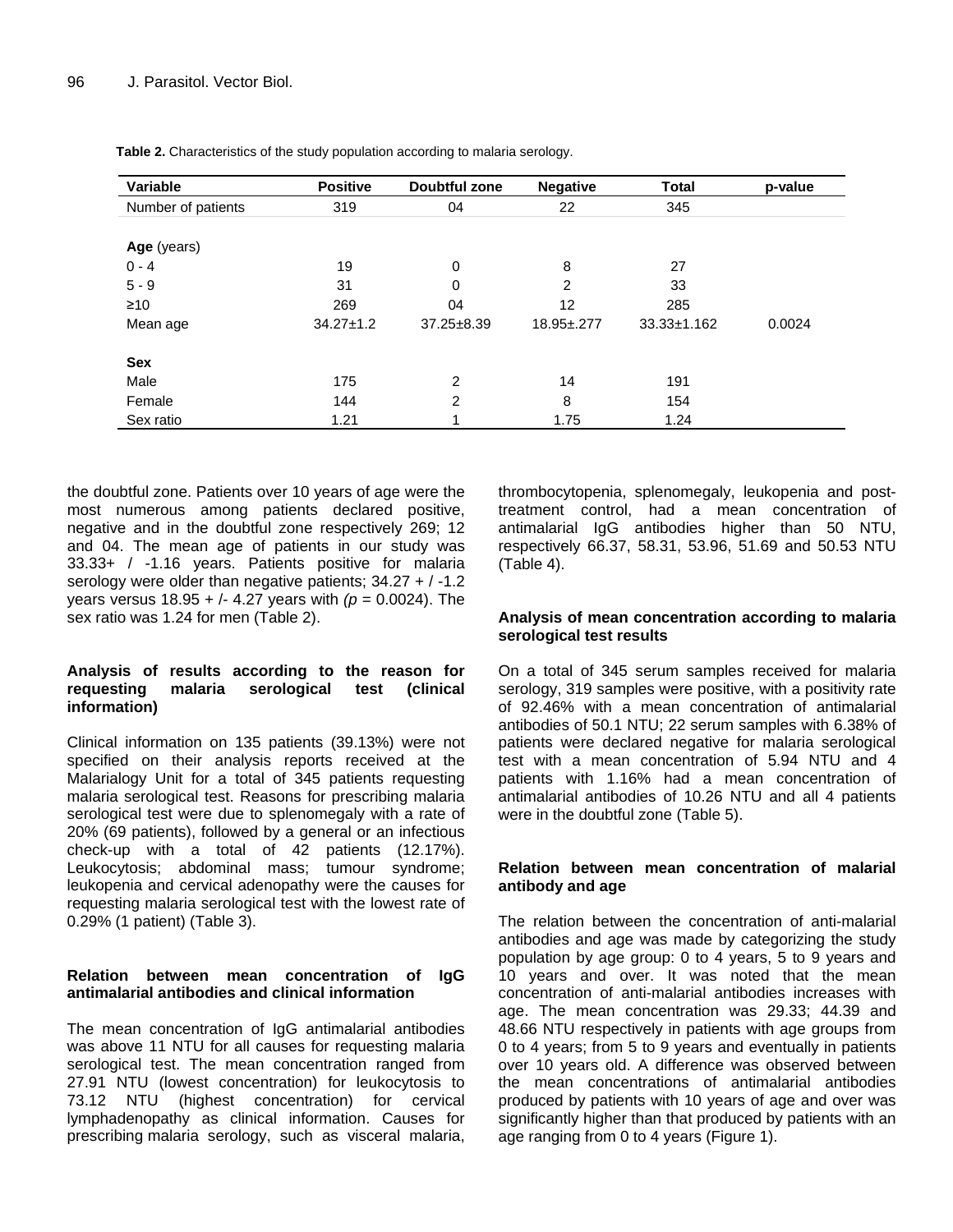**Table 2.** Characteristics of the study population according to malaria serology.

| Variable | Positive | Doubtful zone | Negative | Total | p-value |
|---|---|---|---|---|---|
| Number of patients | 319 | 04 | 22 | 345 | |
| | | | | | |
| **Age** (years) | | | | | |
| 0 - 4 | 19 | 0 | 8 | 27 | |
| 5 - 9 | 31 | 0 | 2 | 33 | |
| ≥10 | 269 | 04 | 12 | 285 | |
| Mean age | 34.27±1.2 | 37.25±8.39 | 18.95±.277 | 33.33±1.162 | 0.0024 |
| | | | | | |
| **Sex** | | | | | |
| Male | 175 | 2 | 14 | 191 | |
| Female | 144 | 2 | 8 | 154 | |
| Sex ratio | 1.21 | 1 | 1.75 | 1.24 | |

the doubtful zone. Patients over 10 years of age were the most numerous among patients declared positive, negative and in the doubtful zone respectively 269; 12 and 04. The mean age of patients in our study was 33.33+ / -1.16 years. Patients positive for malaria serology were older than negative patients; 34.27 + / -1.2 years versus 18.95 + /- 4.27 years with *(p* = 0.0024). The sex ratio was 1.24 for men (Table 2).

### Analysis of results according to the reason for requesting malaria serological test (clinical information)

Clinical information on 135 patients (39.13%) were not specified on their analysis reports received at the Malarialogy Unit for a total of 345 patients requesting malaria serological test. Reasons for prescribing malaria serological test were due to splenomegaly with a rate of 20% (69 patients), followed by a general or an infectious check-up with a total of 42 patients (12.17%). Leukocytosis; abdominal mass; tumour syndrome; leukopenia and cervical adenopathy were the causes for requesting malaria serological test with the lowest rate of 0.29% (1 patient) (Table 3).

### Relation between mean concentration of IgG antimalarial antibodies and clinical information

The mean concentration of IgG antimalarial antibodies was above 11 NTU for all causes for requesting malaria serological test. The mean concentration ranged from 27.91 NTU (lowest concentration) for leukocytosis to 73.12 NTU (highest concentration) for cervical lymphadenopathy as clinical information. Causes for prescribing malaria serology, such as visceral malaria, thrombocytopenia, splenomegaly, leukopenia and post-treatment control, had a mean concentration of antimalarial IgG antibodies higher than 50 NTU, respectively 66.37, 58.31, 53.96, 51.69 and 50.53 NTU (Table 4).

### Analysis of mean concentration according to malaria serological test results

On a total of 345 serum samples received for malaria serology, 319 samples were positive, with a positivity rate of 92.46% with a mean concentration of antimalarial antibodies of 50.1 NTU; 22 serum samples with 6.38% of patients were declared negative for malaria serological test with a mean concentration of 5.94 NTU and 4 patients with 1.16% had a mean concentration of antimalarial antibodies of 10.26 NTU and all 4 patients were in the doubtful zone (Table 5).

### Relation between mean concentration of malarial antibody and age

The relation between the concentration of anti-malarial antibodies and age was made by categorizing the study population by age group: 0 to 4 years, 5 to 9 years and 10 years and over. It was noted that the mean concentration of anti-malarial antibodies increases with age. The mean concentration was 29.33; 44.39 and 48.66 NTU respectively in patients with age groups from 0 to 4 years; from 5 to 9 years and eventually in patients over 10 years old. A difference was observed between the mean concentrations of antimalarial antibodies produced by patients with 10 years of age and over was significantly higher than that produced by patients with an age ranging from 0 to 4 years (Figure 1).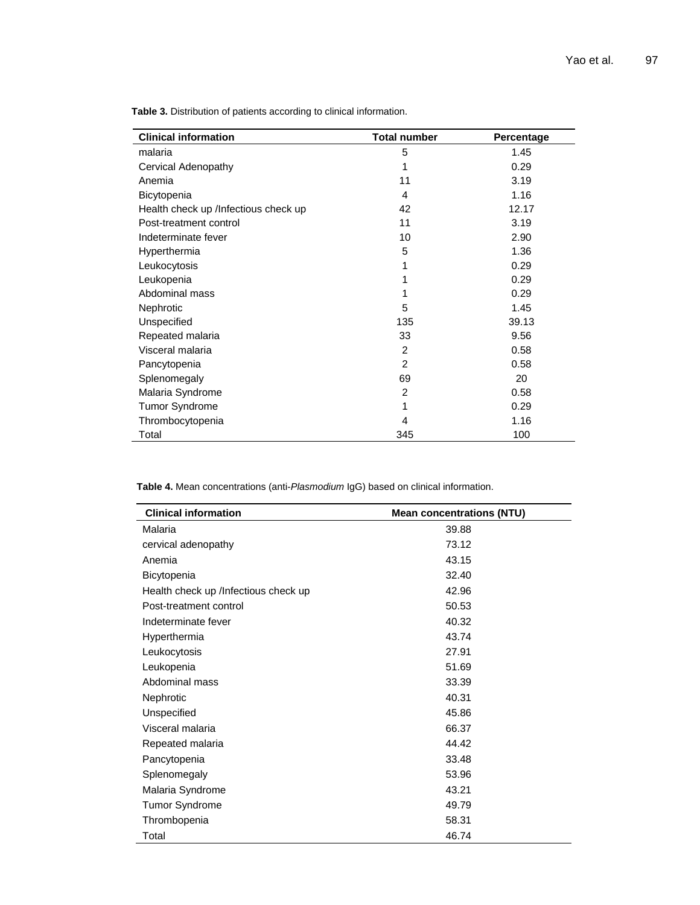**Table 3.** Distribution of patients according to clinical information.

| Clinical information | Total number | Percentage |
|---|---|---|
| malaria | 5 | 1.45 |
| Cervical Adenopathy | 1 | 0.29 |
| Anemia | 11 | 3.19 |
| Bicytopenia | 4 | 1.16 |
| Health check up /Infectious check up | 42 | 12.17 |
| Post-treatment control | 11 | 3.19 |
| Indeterminate fever | 10 | 2.90 |
| Hyperthermia | 5 | 1.36 |
| Leukocytosis | 1 | 0.29 |
| Leukopenia | 1 | 0.29 |
| Abdominal mass | 1 | 0.29 |
| Nephrotic | 5 | 1.45 |
| Unspecified | 135 | 39.13 |
| Repeated malaria | 33 | 9.56 |
| Visceral malaria | 2 | 0.58 |
| Pancytopenia | 2 | 0.58 |
| Splenomegaly | 69 | 20 |
| Malaria Syndrome | 2 | 0.58 |
| Tumor Syndrome | 1 | 0.29 |
| Thrombocytopenia | 4 | 1.16 |
| Total | 345 | 100 |

**Table 4.** Mean concentrations (anti-*Plasmodium* IgG) based on clinical information.

| Clinical information | Mean concentrations (NTU) |
|---|---|
| Malaria | 39.88 |
| cervical adenopathy | 73.12 |
| Anemia | 43.15 |
| Bicytopenia | 32.40 |
| Health check up /Infectious check up | 42.96 |
| Post-treatment control | 50.53 |
| Indeterminate fever | 40.32 |
| Hyperthermia | 43.74 |
| Leukocytosis | 27.91 |
| Leukopenia | 51.69 |
| Abdominal mass | 33.39 |
| Nephrotic | 40.31 |
| Unspecified | 45.86 |
| Visceral malaria | 66.37 |
| Repeated malaria | 44.42 |
| Pancytopenia | 33.48 |
| Splenomegaly | 53.96 |
| Malaria Syndrome | 43.21 |
| Tumor Syndrome | 49.79 |
| Thrombopenia | 58.31 |
| Total | 46.74 |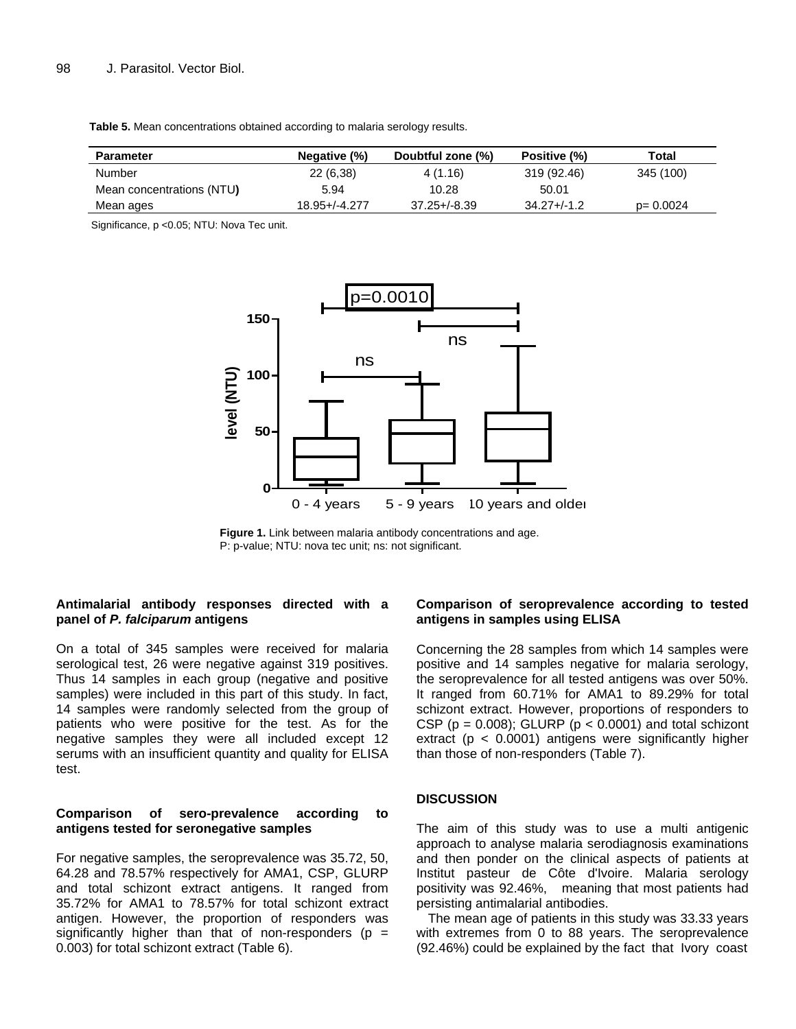**Table 5.** Mean concentrations obtained according to malaria serology results.

| Parameter | Negative (%) | Doubtful zone (%) | Positive (%) | Total |
|---|---|---|---|---|
| Number | 22 (6,38) | 4 (1.16) | 319 (92.46) | 345 (100) |
| Mean concentrations (NTU) | 5.94 | 10.28 | 50.01 | |
| Mean ages | 18.95+/-4.277 | 37.25+/-8.39 | 34.27+/-1.2 | p= 0.0024 |

Significance, p <0.05; NTU: Nova Tec unit.

**Figure 1.** Link between malaria antibody concentrations and age.
P: p-value; NTU: nova tec unit; ns: not significant.

### Antimalarial antibody responses directed with a panel of *P. falciparum* antigens

On a total of 345 samples were received for malaria serological test, 26 were negative against 319 positives. Thus 14 samples in each group (negative and positive samples) were included in this part of this study. In fact, 14 samples were randomly selected from the group of patients who were positive for the test. As for the negative samples they were all included except 12 serums with an insufficient quantity and quality for ELISA test.

### Comparison of sero-prevalence according to antigens tested for seronegative samples

For negative samples, the seroprevalence was 35.72, 50, 64.28 and 78.57% respectively for AMA1, CSP, GLURP and total schizont extract antigens. It ranged from 35.72% for AMA1 to 78.57% for total schizont extract antigen. However, the proportion of responders was significantly higher than that of non-responders (p = 0.003) for total schizont extract (Table 6).

### Comparison of seroprevalence according to tested antigens in samples using ELISA

Concerning the 28 samples from which 14 samples were positive and 14 samples negative for malaria serology, the seroprevalence for all tested antigens was over 50%. It ranged from 60.71% for AMA1 to 89.29% for total schizont extract. However, proportions of responders to CSP (p = 0.008); GLURP (p < 0.0001) and total schizont extract (p < 0.0001) antigens were significantly higher than those of non-responders (Table 7).

## DISCUSSION

The aim of this study was to use a multi antigenic approach to analyse malaria serodiagnosis examinations and then ponder on the clinical aspects of patients at Institut pasteur de Côte d'Ivoire. Malaria serology positivity was 92.46%, meaning that most patients had persisting antimalarial antibodies.

The mean age of patients in this study was 33.33 years with extremes from 0 to 88 years. The seroprevalence (92.46%) could be explained by the fact that Ivory coast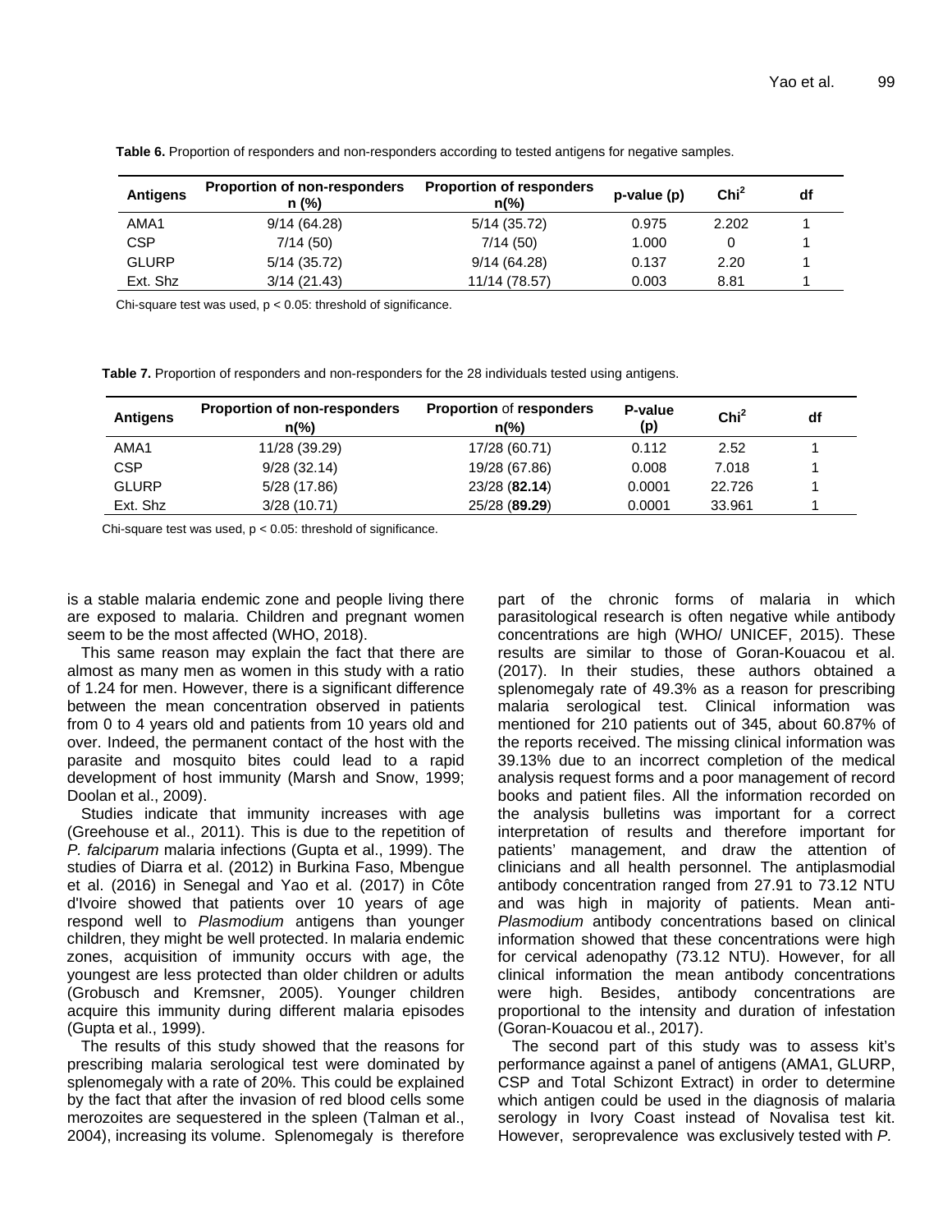**Table 6.** Proportion of responders and non-responders according to tested antigens for negative samples.

| Antigens | Proportion of non-responders n (%) | Proportion of responders n(%) | p-value (p) | $Chi^2$ | df |
|---|---|---|---|---|---|
| AMA1 | 9/14 (64.28) | 5/14 (35.72) | 0.975 | 2.202 | 1 |
| CSP | 7/14 (50) | 7/14 (50) | 1.000 | 0 | 1 |
| GLURP | 5/14 (35.72) | 9/14 (64.28) | 0.137 | 2.20 | 1 |
| Ext. Shz | 3/14 (21.43) | 11/14 (78.57) | 0.003 | 8.81 | 1 |

Chi-square test was used, $p < 0.05$: threshold of significance.

**Table 7.** Proportion of responders and non-responders for the 28 individuals tested using antigens.

| Antigens | Proportion of non-responders n(%) | Proportion of responders n(%) | P-value (p) | $Chi^2$ | df |
|---|---|---|---|---|---|
| AMA1 | 11/28 (39.29) | 17/28 (60.71) | 0.112 | 2.52 | 1 |
| CSP | 9/28 (32.14) | 19/28 (67.86) | 0.008 | 7.018 | 1 |
| GLURP | 5/28 (17.86) | 23/28 (**82.14**) | 0.0001 | 22.726 | 1 |
| Ext. Shz | 3/28 (10.71) | 25/28 (**89.29**) | 0.0001 | 33.961 | 1 |

Chi-square test was used, $p < 0.05$: threshold of significance.

is a stable malaria endemic zone and people living there are exposed to malaria. Children and pregnant women seem to be the most affected (WHO, 2018).

This same reason may explain the fact that there are almost as many men as women in this study with a ratio of 1.24 for men. However, there is a significant difference between the mean concentration observed in patients from 0 to 4 years old and patients from 10 years old and over. Indeed, the permanent contact of the host with the parasite and mosquito bites could lead to a rapid development of host immunity (Marsh and Snow, 1999; Doolan et al., 2009).

Studies indicate that immunity increases with age (Greehouse et al., 2011). This is due to the repetition of *P. falciparum* malaria infections (Gupta et al., 1999). The studies of Diarra et al. (2012) in Burkina Faso, Mbengue et al. (2016) in Senegal and Yao et al. (2017) in Côte d'Ivoire showed that patients over 10 years of age respond well to *Plasmodium* antigens than younger children, they might be well protected. In malaria endemic zones, acquisition of immunity occurs with age, the youngest are less protected than older children or adults (Grobusch and Kremsner, 2005). Younger children acquire this immunity during different malaria episodes (Gupta et al., 1999).

The results of this study showed that the reasons for prescribing malaria serological test were dominated by splenomegaly with a rate of 20%. This could be explained by the fact that after the invasion of red blood cells some merozoites are sequestered in the spleen (Talman et al., 2004), increasing its volume. Splenomegaly is therefore part of the chronic forms of malaria in which parasitological research is often negative while antibody concentrations are high (WHO/ UNICEF, 2015). These results are similar to those of Goran-Kouacou et al. (2017). In their studies, these authors obtained a splenomegaly rate of 49.3% as a reason for prescribing malaria serological test. Clinical information was mentioned for 210 patients out of 345, about 60.87% of the reports received. The missing clinical information was 39.13% due to an incorrect completion of the medical analysis request forms and a poor management of record books and patient files. All the information recorded on the analysis bulletins was important for a correct interpretation of results and therefore important for patients' management, and draw the attention of clinicians and all health personnel. The antiplasmodial antibody concentration ranged from 27.91 to 73.12 NTU and was high in majority of patients. Mean anti-*Plasmodium* antibody concentrations based on clinical information showed that these concentrations were high for cervical adenopathy (73.12 NTU). However, for all clinical information the mean antibody concentrations were high. Besides, antibody concentrations are proportional to the intensity and duration of infestation (Goran-Kouacou et al., 2017).

The second part of this study was to assess kit's performance against a panel of antigens (AMA1, GLURP, CSP and Total Schizont Extract) in order to determine which antigen could be used in the diagnosis of malaria serology in Ivory Coast instead of Novalisa test kit. However, seroprevalence was exclusively tested with *P.*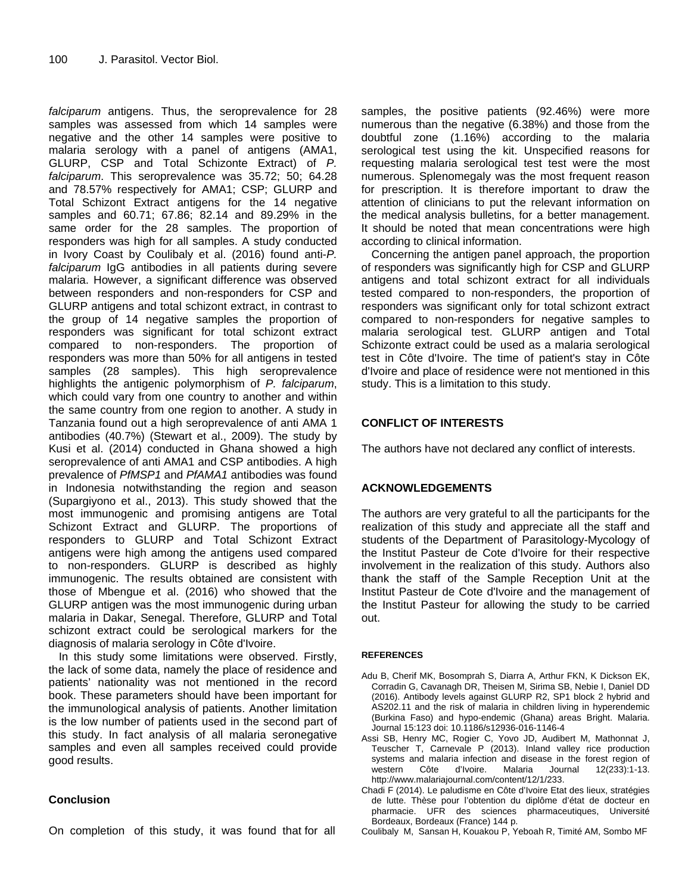*falciparum* antigens. Thus, the seroprevalence for 28 samples was assessed from which 14 samples were negative and the other 14 samples were positive to malaria serology with a panel of antigens (AMA1, GLURP, CSP and Total Schizonte Extract) of *P. falciparum*. This seroprevalence was 35.72; 50; 64.28 and 78.57% respectively for AMA1; CSP; GLURP and Total Schizont Extract antigens for the 14 negative samples and 60.71; 67.86; 82.14 and 89.29% in the same order for the 28 samples. The proportion of responders was high for all samples. A study conducted in Ivory Coast by Coulibaly et al. (2016) found anti-*P. falciparum* IgG antibodies in all patients during severe malaria. However, a significant difference was observed between responders and non-responders for CSP and GLURP antigens and total schizont extract, in contrast to the group of 14 negative samples the proportion of responders was significant for total schizont extract compared to non-responders. The proportion of responders was more than 50% for all antigens in tested samples (28 samples). This high seroprevalence highlights the antigenic polymorphism of *P. falciparum*, which could vary from one country to another and within the same country from one region to another. A study in Tanzania found out a high seroprevalence of anti AMA 1 antibodies (40.7%) (Stewart et al., 2009). The study by Kusi et al. (2014) conducted in Ghana showed a high seroprevalence of anti AMA1 and CSP antibodies. A high prevalence of *PfMSP1* and *PfAMA1* antibodies was found in Indonesia notwithstanding the region and season (Supargiyono et al., 2013). This study showed that the most immunogenic and promising antigens are Total Schizont Extract and GLURP. The proportions of responders to GLURP and Total Schizont Extract antigens were high among the antigens used compared to non-responders. GLURP is described as highly immunogenic. The results obtained are consistent with those of Mbengue et al. (2016) who showed that the GLURP antigen was the most immunogenic during urban malaria in Dakar, Senegal. Therefore, GLURP and Total schizont extract could be serological markers for the diagnosis of malaria serology in Côte d'Ivoire.

In this study some limitations were observed. Firstly, the lack of some data, namely the place of residence and patients' nationality was not mentioned in the record book. These parameters should have been important for the immunological analysis of patients. Another limitation is the low number of patients used in the second part of this study. In fact analysis of all malaria seronegative samples and even all samples received could provide good results.

## Conclusion

On completion of this study, it was found that for all samples, the positive patients (92.46%) were more numerous than the negative (6.38%) and those from the doubtful zone (1.16%) according to the malaria serological test using the kit. Unspecified reasons for requesting malaria serological test test were the most numerous. Splenomegaly was the most frequent reason for prescription. It is therefore important to draw the attention of clinicians to put the relevant information on the medical analysis bulletins, for a better management. It should be noted that mean concentrations were high according to clinical information.

Concerning the antigen panel approach, the proportion of responders was significantly high for CSP and GLURP antigens and total schizont extract for all individuals tested compared to non-responders, the proportion of responders was significant only for total schizont extract compared to non-responders for negative samples to malaria serological test. GLURP antigen and Total Schizonte extract could be used as a malaria serological test in Côte d'Ivoire. The time of patient's stay in Côte d'Ivoire and place of residence were not mentioned in this study. This is a limitation to this study.

## CONFLICT OF INTERESTS

The authors have not declared any conflict of interests.

## ACKNOWLEDGEMENTS

The authors are very grateful to all the participants for the realization of this study and appreciate all the staff and students of the Department of Parasitology-Mycology of the Institut Pasteur de Cote d'Ivoire for their respective involvement in the realization of this study. Authors also thank the staff of the Sample Reception Unit at the Institut Pasteur de Cote d'Ivoire and the management of the Institut Pasteur for allowing the study to be carried out.

## REFERENCES

Adu B, Cherif MK, Bosomprah S, Diarra A, Arthur FKN, K Dickson EK, Corradin G, Cavanagh DR, Theisen M, Sirima SB, Nebie I, Daniel DD (2016). Antibody levels against GLURP R2, SP1 block 2 hybrid and AS202.11 and the risk of malaria in children living in hyperendemic (Burkina Faso) and hypo-endemic (Ghana) areas Bright. Malaria. Journal 15:123 doi: 10.1186/s12936-016-1146-4

Assi SB, Henry MC, Rogier C, Yovo JD, Audibert M, Mathonnat J, Teuscher T, Carnevale P (2013). Inland valley rice production systems and malaria infection and disease in the forest region of western Côte d'Ivoire. Malaria Journal 12(233):1-13. http://www.malariajournal.com/content/12/1/233.

Chadi F (2014). Le paludisme en Côte d'Ivoire Etat des lieux, stratégies de lutte. Thèse pour l'obtention du diplôme d'état de docteur en pharmacie. UFR des sciences pharmaceutiques, Université Bordeaux, Bordeaux (France) 144 p.

Coulibaly M, Sansan H, Kouakou P, Yeboah R, Timité AM, Sombo MF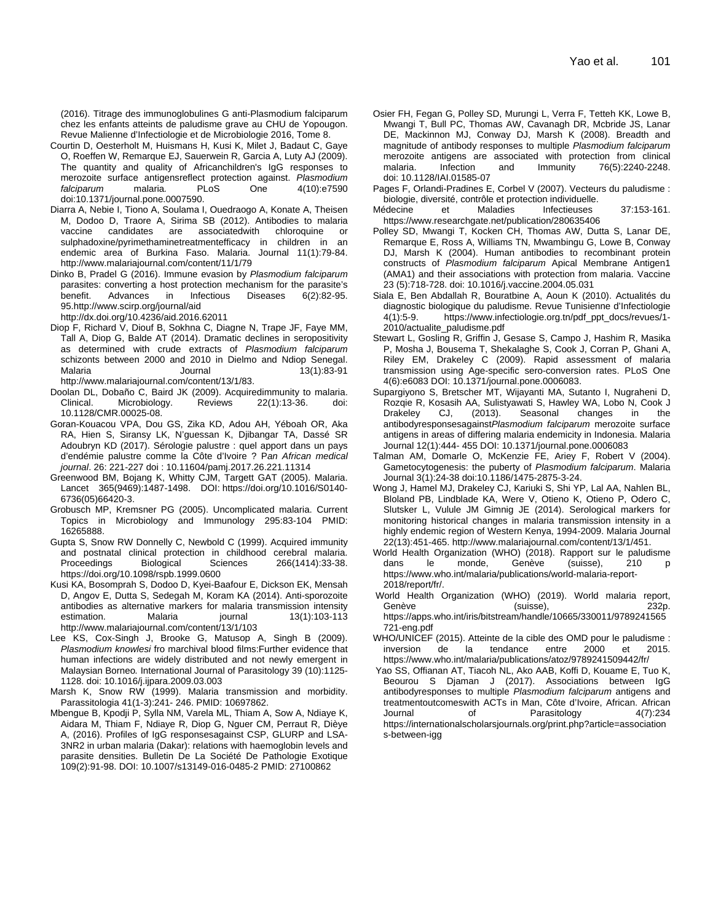(2016). Titrage des immunoglobulines G anti-Plasmodium falciparum chez les enfants atteints de paludisme grave au CHU de Yopougon. Revue Malienne d'Infectiologie et de Microbiologie 2016, Tome 8.

Courtin D, Oesterholt M, Huismans H, Kusi K, Milet J, Badaut C, Gaye O, Roeffen W, Remarque EJ, Sauerwein R, Garcia A, Luty AJ (2009). The quantity and quality of Africanchildren's IgG responses to merozoite surface antigensreflect protection against. *Plasmodium falciparum* malaria. PLoS One 4(10):e7590 doi:10.1371/journal.pone.0007590.

Diarra A, Nebie I, Tiono A, Soulama I, Ouedraogo A, Konate A, Theisen M, Dodoo D, Traore A, Sirima SB (2012). Antibodies to malaria vaccine candidates are associatedwith chloroquine or sulphadoxine/pyrimethaminetreatmentefficacy in children in an endemic area of Burkina Faso. Malaria. Journal 11(1):79-84. http://www.malariajournal.com/content/11/1/79

Dinko B, Pradel G (2016). Immune evasion by *Plasmodium falciparum* parasites: converting a host protection mechanism for the parasite's benefit. Advances in Infectious Diseases 6(2):82-95. 95.http://www.scirp.org/journal/aid http://dx.doi.org/10.4236/aid.2016.62011

Diop F, Richard V, Diouf B, Sokhna C, Diagne N, Trape JF, Faye MM, Tall A, Diop G, Balde AT (2014). Dramatic declines in seropositivity as determined with crude extracts of *Plasmodium falciparum* schizonts between 2000 and 2010 in Dielmo and Ndiop Senegal. Malaria Journal 13(1):83-91 http://www.malariajournal.com/content/13/1/83.

Doolan DL, Dobaño C, Baird JK (2009). Acquiredimmunity to malaria. Clinical. Microbiology. Reviews 22(1):13-36. doi: 10.1128/CMR.00025-08.

Goran-Kouacou VPA, Dou GS, Zika KD, Adou AH, Yéboah OR, Aka RA, Hien S, Siransy LK, N'guessan K, Djibangar TA, Dassé SR Adoubryn KD (2017). Sérologie palustre : quel apport dans un pays d'endémie palustre comme la Côte d'Ivoire ? P*an African medical journal*. 26: 221-227 doi : 10.11604/pamj.2017.26.221.11314

Greenwood BM, Bojang K, Whitty CJM, Targett GAT (2005). Malaria. Lancet 365(9469):1487-1498. DOI: https://doi.org/10.1016/S0140-6736(05)66420-3.

Grobusch MP, Kremsner PG (2005). Uncomplicated malaria. Current Topics in Microbiology and Immunology 295:83-104 PMID: 16265888.

Gupta S, Snow RW Donnelly C, Newbold C (1999). Acquired immunity and postnatal clinical protection in childhood cerebral malaria. Proceedings Biological Sciences 266(1414):33-38. https://doi.org/10.1098/rspb.1999.0600

Kusi KA, Bosomprah S, Dodoo D, Kyei-Baafour E, Dickson EK, Mensah D, Angov E, Dutta S, Sedegah M, Koram KA (2014). Anti-sporozoite antibodies as alternative markers for malaria transmission intensity estimation. Malaria journal 13(1):103-113 http://www.malariajournal.com/content/13/1/103

Lee KS, Cox-Singh J, Brooke G, Matusop A, Singh B (2009). *Plasmodium knowlesi* fro marchival blood films:Further evidence that human infections are widely distributed and not newly emergent in Malaysian Borneo. International Journal of Parasitology 39 (10):1125-1128. doi: 10.1016/j.ijpara.2009.03.003

Marsh K, Snow RW (1999). Malaria transmission and morbidity. Parassitologia 41(1-3):241- 246. PMID: 10697862.

Mbengue B, Kpodji P, Sylla NM, Varela ML, Thiam A, Sow A, Ndiaye K, Aidara M, Thiam F, Ndiaye R, Diop G, Nguer CM, Perraut R, Dièye A, (2016). Profiles of IgG responsesagainst CSP, GLURP and LSA-3NR2 in urban malaria (Dakar): relations with haemoglobin levels and parasite densities. Bulletin De La Société De Pathologie Exotique 109(2):91-98. DOI: 10.1007/s13149-016-0485-2 PMID: 27100862

Osier FH, Fegan G, Polley SD, Murungi L, Verra F, Tetteh KK, Lowe B, Mwangi T, Bull PC, Thomas AW, Cavanagh DR, Mcbride JS, Lanar DE, Mackinnon MJ, Conway DJ, Marsh K (2008). Breadth and magnitude of antibody responses to multiple *Plasmodium falciparum* merozoite antigens are associated with protection from clinical malaria. Infection and Immunity 76(5):2240-2248. doi: 10.1128/IAI.01585-07

Pages F, Orlandi-Pradines E, Corbel V (2007). Vecteurs du paludisme : biologie, diversité, contrôle et protection individuelle. Médecine et Maladies Infectieuses 37:153-161. https://www.researchgate.net/publication/280635406

Polley SD, Mwangi T, Kocken CH, Thomas AW, Dutta S, Lanar DE, Remarque E, Ross A, Williams TN, Mwambingu G, Lowe B, Conway DJ, Marsh K (2004). Human antibodies to recombinant protein constructs of *Plasmodium falciparum* Apical Membrane Antigen1 (AMA1) and their associations with protection from malaria. Vaccine 23 (5):718-728. doi: 10.1016/j.vaccine.2004.05.031

Siala E, Ben Abdallah R, Bouratbine A, Aoun K (2010). Actualités du diagnostic biologique du paludisme. Revue Tunisienne d'Infectiologie 4(1):5-9. https://www.infectiologie.org.tn/pdf_ppt_docs/revues/1-2010/actualite_paludisme.pdf

Stewart L, Gosling R, Griffin J, Gesase S, Campo J, Hashim R, Masika P, Mosha J, Bousema T, Shekalaghe S, Cook J, Corran P, Ghani A, Riley EM, Drakeley C (2009). Rapid assessment of malaria transmission using Age-specific sero-conversion rates. PLoS One 4(6):e6083 DOI: 10.1371/journal.pone.0006083.

Supargiyono S, Bretscher MT, Wijayanti MA, Sutanto I, Nugraheni D, Rozqie R, Kosasih AA, Sulistyawati S, Hawley WA, Lobo N, Cook J Drakeley CJ, (2013). Seasonal changes in the antibodyresponsesagainst*Plasmodium falciparum* merozoite surface antigens in areas of differing malaria endemicity in Indonesia. Malaria Journal 12(1):444- 455 DOI: 10.1371/journal.pone.0006083

Talman AM, Domarle O, McKenzie FE, Ariey F, Robert V (2004). Gametocytogenesis: the puberty of *Plasmodium falciparum*. Malaria Journal 3(1):24-38 doi:10.1186/1475-2875-3-24.

Wong J, Hamel MJ, Drakeley CJ, Kariuki S, Shi YP, Lal AA, Nahlen BL, Bloland PB, Lindblade KA, Were V, Otieno K, Otieno P, Odero C, Slutsker L, Vulule JM Gimnig JE (2014). Serological markers for monitoring historical changes in malaria transmission intensity in a highly endemic region of Western Kenya, 1994-2009. Malaria Journal 22(13):451-465. http://www.malariajournal.com/content/13/1/451.

World Health Organization (WHO) (2018). Rapport sur le paludisme dans le monde, Genève (suisse), 210 p https://www.who.int/malaria/publications/world-malaria-report-2018/report/fr/.

World Health Organization (WHO) (2019). World malaria report, Genève (suisse), 232p. https://apps.who.int/iris/bitstream/handle/10665/330011/9789241565721-eng.pdf

WHO/UNICEF (2015). Atteinte de la cible des OMD pour le paludisme : inversion de la tendance entre 2000 et 2015. https://www.who.int/malaria/publications/atoz/9789241509442/fr/

Yao SS, Offianan AT, Tiacoh NL, Ako AAB, Koffi D, Kouame E, Tuo K, Beourou S Djaman J (2017). Associations between IgG antibodyresponses to multiple *Plasmodium falciparum* antigens and treatmentoutcomeswith ACTs in Man, Côte d'Ivoire, African. African Journal of Parasitology 4(7):234 https://internationalscholarsjournals.org/print.php?article=associations-between-igg